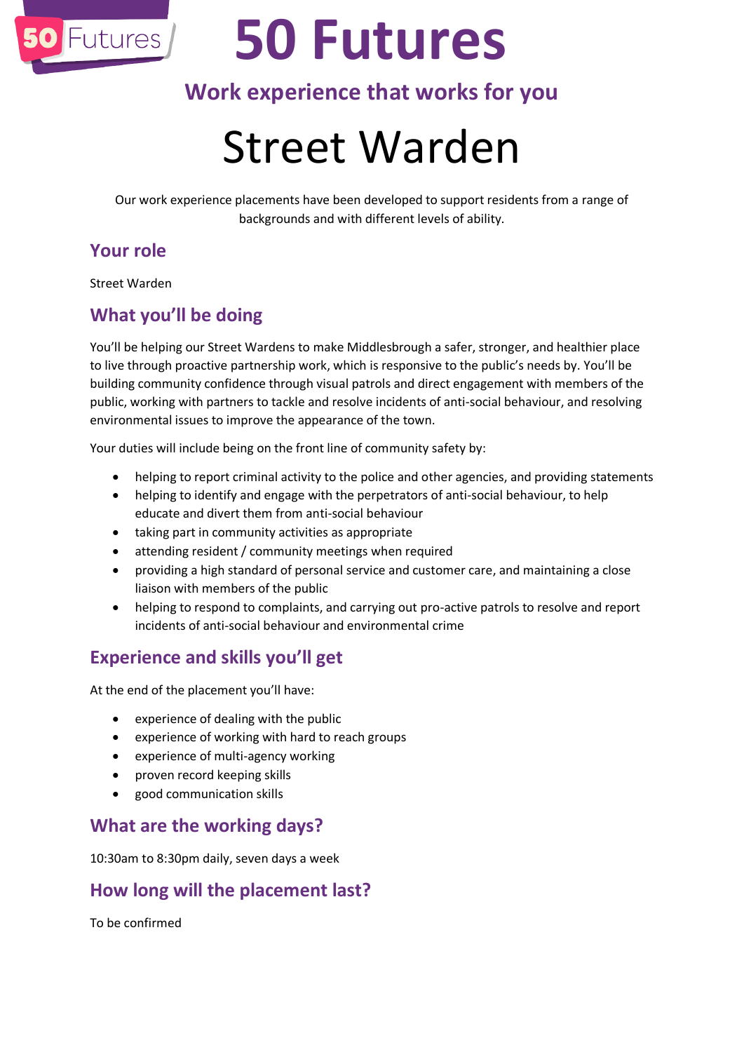# 50 Futures

## Work experience that works for you

# Street Warden

Our work experience placements have been developed to support residents from a range of backgrounds and with different levels of ability.

## Your role

Street Warden

## What you'll be doing

You'll be helping our Street Wardens to make Middlesbrough a safer, stronger, and healthier place to live through proactive partnership work, which is responsive to the public's needs by. You'll be building community confidence through visual patrols and direct engagement with members of the public, working with partners to tackle and resolve incidents of anti-social behaviour, and resolving environmental issues to improve the appearance of the town.

Your duties will include being on the front line of community safety by:

- helping to report criminal activity to the police and other agencies, and providing statements
- helping to identify and engage with the perpetrators of anti-social behaviour, to help educate and divert them from anti-social behaviour
- taking part in community activities as appropriate
- attending resident / community meetings when required
- providing a high standard of personal service and customer care, and maintaining a close liaison with members of the public
- helping to respond to complaints, and carrying out pro-active patrols to resolve and report incidents of anti-social behaviour and environmental crime

## Experience and skills you'll get

At the end of the placement you'll have:

- experience of dealing with the public
- experience of working with hard to reach groups
- experience of multi-agency working
- proven record keeping skills
- good communication skills

## What are the working days?

10:30am to 8:30pm daily, seven days a week

## How long will the placement last?

To be confirmed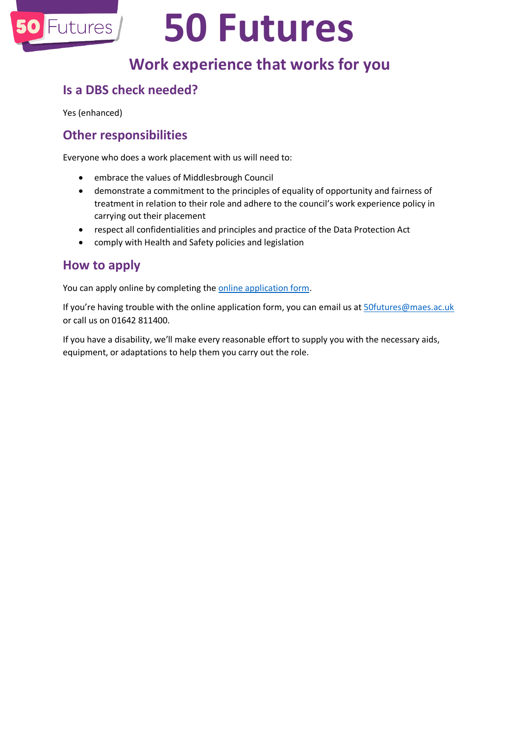# 50 Futures

## Work experience that works for you

### Is a DBS check needed?

Yes (enhanced)

### Other responsibilities

Everyone who does a work placement with us will need to:

- embrace the values of Middlesbrough Council
- demonstrate a commitment to the principles of equality of opportunity and fairness of treatment in relation to their role and adhere to the council's work experience policy in carrying out their placement
- respect all confidentialities and principles and practice of the Data Protection Act
- comply with Health and Safety policies and legislation

### How to apply

You can apply online by completing the online application form.

If you're having trouble with the online application form, you can email us at 50futures@maes.ac.uk or call us on 01642 811400.

If you have a disability, we'll make every reasonable effort to supply you with the necessary aids, equipment, or adaptations to help them you carry out the role.